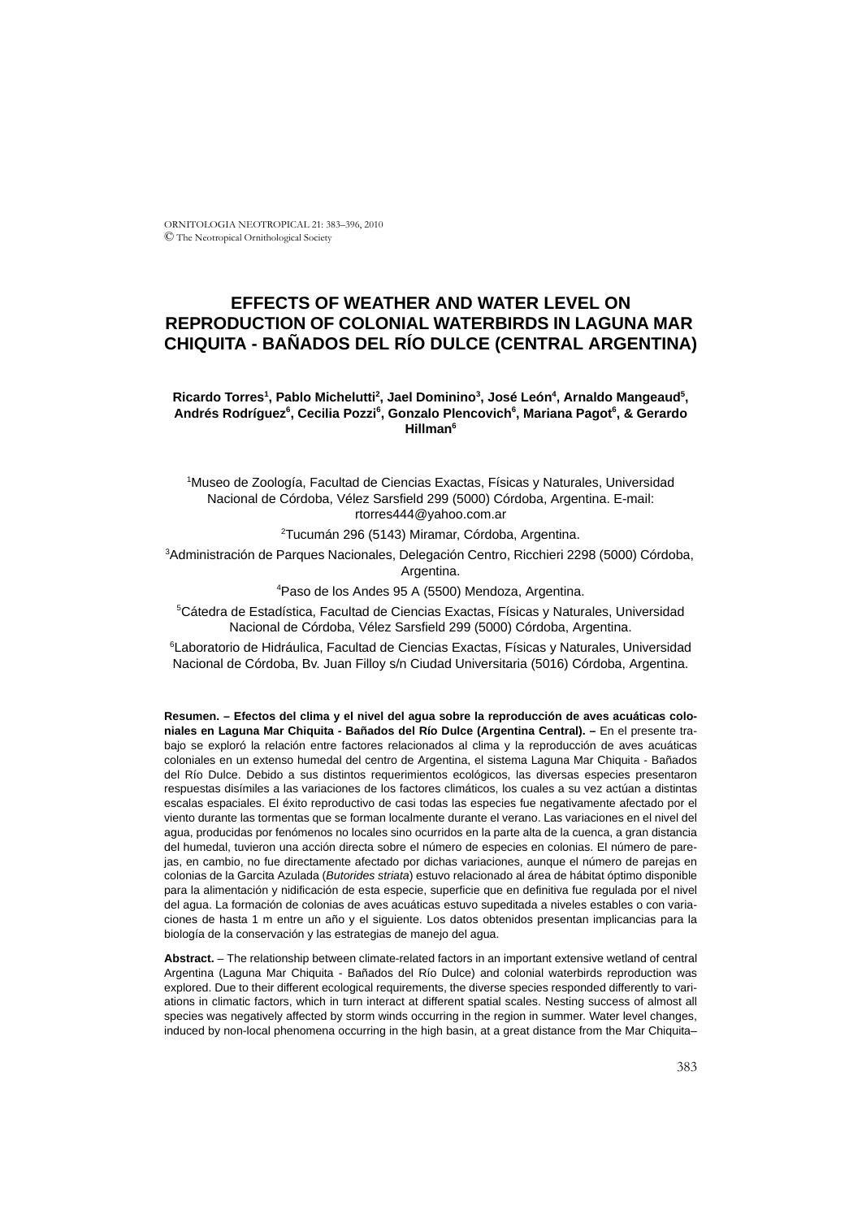# EFFECTS OF WEATHER AND WATER LEVEL ON REPRODUCTION OF COLONIAL WATERBIRDS IN LAGUNA MAR CHIQUITA - BAÑADOS DEL RÍO DULCE (CENTRAL ARGENTINA)

**Ricardo Torres[1], Pablo Michelutti[2], Jael Dominino[3], José León[4], Arnaldo Mangeaud[5], Andrés Rodríguez[6], Cecilia Pozzi[6], Gonzalo Plencovich[6], Mariana Pagot[6], & Gerardo Hillman[6]**

[1]Museo de Zoología, Facultad de Ciencias Exactas, Físicas y Naturales, Universidad Nacional de Córdoba, Vélez Sarsfield 299 (5000) Córdoba, Argentina. E-mail: rtorres444@yahoo.com.ar

[2]Tucumán 296 (5143) Miramar, Córdoba, Argentina.

[3]Administración de Parques Nacionales, Delegación Centro, Ricchieri 2298 (5000) Córdoba, Argentina.

[4]Paso de los Andes 95 A (5500) Mendoza, Argentina.

[5]Cátedra de Estadística, Facultad de Ciencias Exactas, Físicas y Naturales, Universidad Nacional de Córdoba, Vélez Sarsfield 299 (5000) Córdoba, Argentina.

[6]Laboratorio de Hidráulica, Facultad de Ciencias Exactas, Físicas y Naturales, Universidad Nacional de Córdoba, Bv. Juan Filloy s/n Ciudad Universitaria (5016) Córdoba, Argentina.

**Resumen. – Efectos del clima y el nivel del agua sobre la reproducción de aves acuáticas coloniales en Laguna Mar Chiquita - Bañados del Río Dulce (Argentina Central). –** En el presente trabajo se exploró la relación entre factores relacionados al clima y la reproducción de aves acuáticas coloniales en un extenso humedal del centro de Argentina, el sistema Laguna Mar Chiquita - Bañados del Río Dulce. Debido a sus distintos requerimientos ecológicos, las diversas especies presentaron respuestas disímiles a las variaciones de los factores climáticos, los cuales a su vez actúan a distintas escalas espaciales. El éxito reproductivo de casi todas las especies fue negativamente afectado por el viento durante las tormentas que se forman localmente durante el verano. Las variaciones en el nivel del agua, producidas por fenómenos no locales sino ocurridos en la parte alta de la cuenca, a gran distancia del humedal, tuvieron una acción directa sobre el número de especies en colonias. El número de parejas, en cambio, no fue directamente afectado por dichas variaciones, aunque el número de parejas en colonias de la Garcita Azulada (*Butorides striata*) estuvo relacionado al área de hábitat óptimo disponible para la alimentación y nidificación de esta especie, superficie que en definitiva fue regulada por el nivel del agua. La formación de colonias de aves acuáticas estuvo supeditada a niveles estables o con variaciones de hasta 1 m entre un año y el siguiente. Los datos obtenidos presentan implicancias para la biología de la conservación y las estrategias de manejo del agua.

**Abstract.** – The relationship between climate-related factors in an important extensive wetland of central Argentina (Laguna Mar Chiquita - Bañados del Río Dulce) and colonial waterbirds reproduction was explored. Due to their different ecological requirements, the diverse species responded differently to variations in climatic factors, which in turn interact at different spatial scales. Nesting success of almost all species was negatively affected by storm winds occurring in the region in summer. Water level changes, induced by non-local phenomena occurring in the high basin, at a great distance from the Mar Chiquita–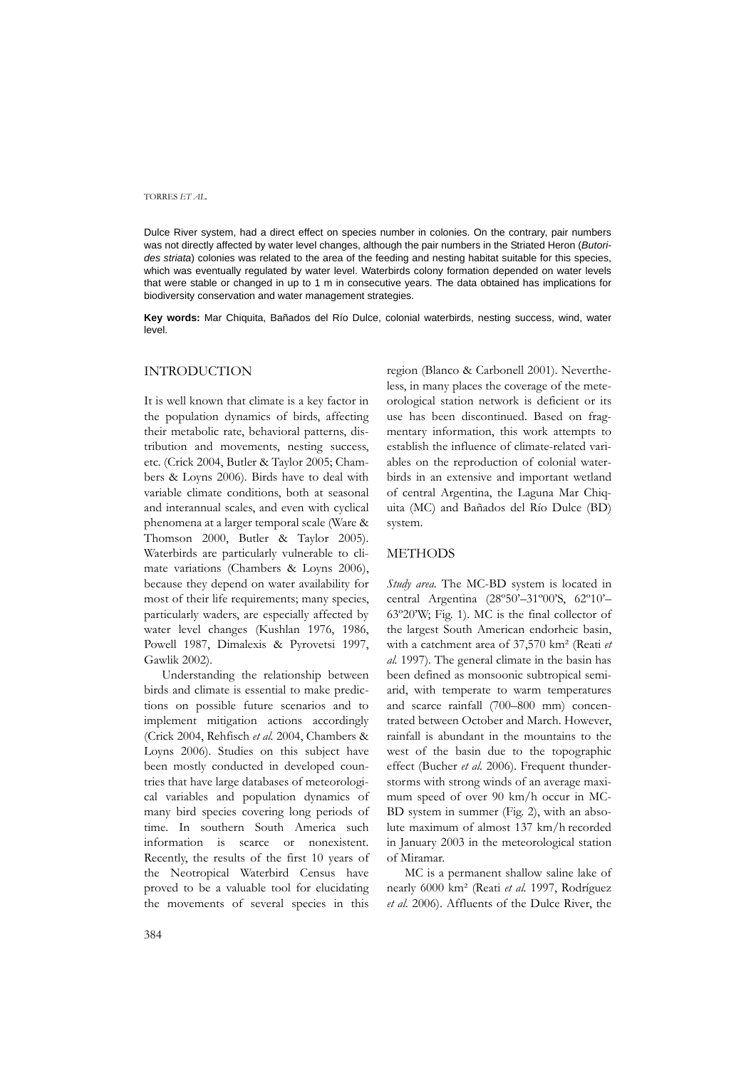Dulce River system, had a direct effect on species number in colonies. On the contrary, pair numbers was not directly affected by water level changes, although the pair numbers in the Striated Heron (*Butorides striata*) colonies was related to the area of the feeding and nesting habitat suitable for this species, which was eventually regulated by water level. Waterbirds colony formation depended on water levels that were stable or changed in up to 1 m in consecutive years. The data obtained has implications for biodiversity conservation and water management strategies.

**Key words:** Mar Chiquita, Bañados del Río Dulce, colonial waterbirds, nesting success, wind, water level.

## INTRODUCTION

It is well known that climate is a key factor in the population dynamics of birds, affecting their metabolic rate, behavioral patterns, distribution and movements, nesting success, etc. (Crick 2004, Butler & Taylor 2005; Chambers & Loyns 2006). Birds have to deal with variable climate conditions, both at seasonal and interannual scales, and even with cyclical phenomena at a larger temporal scale (Ware & Thomson 2000, Butler & Taylor 2005). Waterbirds are particularly vulnerable to climate variations (Chambers & Loyns 2006), because they depend on water availability for most of their life requirements; many species, particularly waders, are especially affected by water level changes (Kushlan 1976, 1986, Powell 1987, Dimalexis & Pyrovetsi 1997, Gawlik 2002).

Understanding the relationship between birds and climate is essential to make predictions on possible future scenarios and to implement mitigation actions accordingly (Crick 2004, Rehfisch *et al.* 2004, Chambers & Loyns 2006). Studies on this subject have been mostly conducted in developed countries that have large databases of meteorological variables and population dynamics of many bird species covering long periods of time. In southern South America such information is scarce or nonexistent. Recently, the results of the first 10 years of the Neotropical Waterbird Census have proved to be a valuable tool for elucidating the movements of several species in this region (Blanco & Carbonell 2001). Nevertheless, in many places the coverage of the meteorological station network is deficient or its use has been discontinued. Based on fragmentary information, this work attempts to establish the influence of climate-related variables on the reproduction of colonial waterbirds in an extensive and important wetland of central Argentina, the Laguna Mar Chiquita (MC) and Bañados del Río Dulce (BD) system.

## METHODS

*Study area.* The MC-BD system is located in central Argentina (28º50'–31º00'S, 62º10'–63º20'W; Fig. 1). MC is the final collector of the largest South American endorheic basin, with a catchment area of 37,570 km² (Reati *et al.* 1997). The general climate in the basin has been defined as monsoonic subtropical semiarid, with temperate to warm temperatures and scarce rainfall (700–800 mm) concentrated between October and March. However, rainfall is abundant in the mountains to the west of the basin due to the topographic effect (Bucher *et al.* 2006). Frequent thunderstorms with strong winds of an average maximum speed of over 90 km/h occur in MC-BD system in summer (Fig. 2), with an absolute maximum of almost 137 km/h recorded in January 2003 in the meteorological station of Miramar.

MC is a permanent shallow saline lake of nearly 6000 km² (Reati *et al.* 1997, Rodríguez *et al.* 2006). Affluents of the Dulce River, the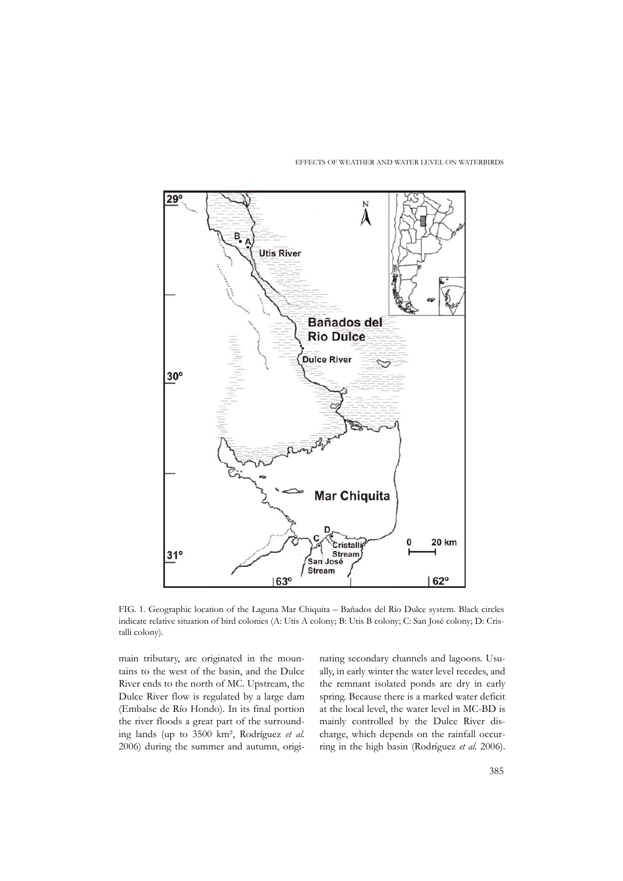FIG. 1. Geographic location of the Laguna Mar Chiquita – Bañados del Río Dulce system. Black circles indicate relative situation of bird colonies (A: Utis A colony; B: Utis B colony; C: San José colony; D: Cristalli colony).

main tributary, are originated in the mountains to the west of the basin, and the Dulce River ends to the north of MC. Upstream, the Dulce River flow is regulated by a large dam (Embalse de Río Hondo). In its final portion the river floods a great part of the surrounding lands (up to 3500 km², Rodríguez *et al.* 2006) during the summer and autumn, originating secondary channels and lagoons. Usually, in early winter the water level recedes, and the remnant isolated ponds are dry in early spring. Because there is a marked water deficit at the local level, the water level in MC-BD is mainly controlled by the Dulce River discharge, which depends on the rainfall occurring in the high basin (Rodríguez *et al.* 2006).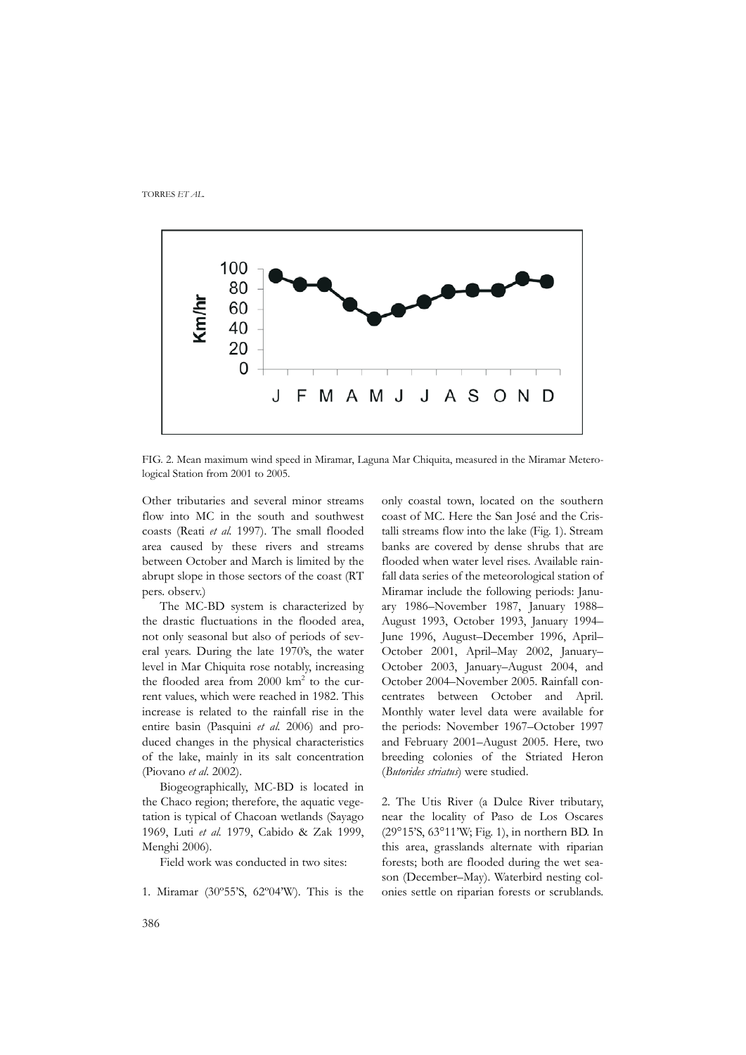FIG. 2. Mean maximum wind speed in Miramar, Laguna Mar Chiquita, measured in the Miramar Meterological Station from 2001 to 2005.

Other tributaries and several minor streams flow into MC in the south and southwest coasts (Reati *et al.* 1997). The small flooded area caused by these rivers and streams between October and March is limited by the abrupt slope in those sectors of the coast (RT pers. observ.)

The MC-BD system is characterized by the drastic fluctuations in the flooded area, not only seasonal but also of periods of several years. During the late 1970's, the water level in Mar Chiquita rose notably, increasing the flooded area from 2000 km$^2$ to the current values, which were reached in 1982. This increase is related to the rainfall rise in the entire basin (Pasquini *et al.* 2006) and produced changes in the physical characteristics of the lake, mainly in its salt concentration (Piovano *et al*. 2002).

Biogeographically, MC-BD is located in the Chaco region; therefore, the aquatic vegetation is typical of Chacoan wetlands (Sayago 1969, Luti *et al.* 1979, Cabido & Zak 1999, Menghi 2006).

Field work was conducted in two sites:

1. Miramar (30º55'S, 62º04'W). This is the only coastal town, located on the southern coast of MC. Here the San José and the Cristalli streams flow into the lake (Fig. 1). Stream banks are covered by dense shrubs that are flooded when water level rises. Available rainfall data series of the meteorological station of Miramar include the following periods: January 1986–November 1987, January 1988–August 1993, October 1993, January 1994–June 1996, August–December 1996, April–October 2001, April–May 2002, January–October 2003, January–August 2004, and October 2004–November 2005. Rainfall concentrates between October and April. Monthly water level data were available for the periods: November 1967–October 1997 and February 2001–August 2005. Here, two breeding colonies of the Striated Heron (*Butorides striatus*) were studied.

2. The Utis River (a Dulce River tributary, near the locality of Paso de Los Oscares (29°15'S, 63°11'W; Fig. 1), in northern BD. In this area, grasslands alternate with riparian forests; both are flooded during the wet season (December–May). Waterbird nesting colonies settle on riparian forests or scrublands.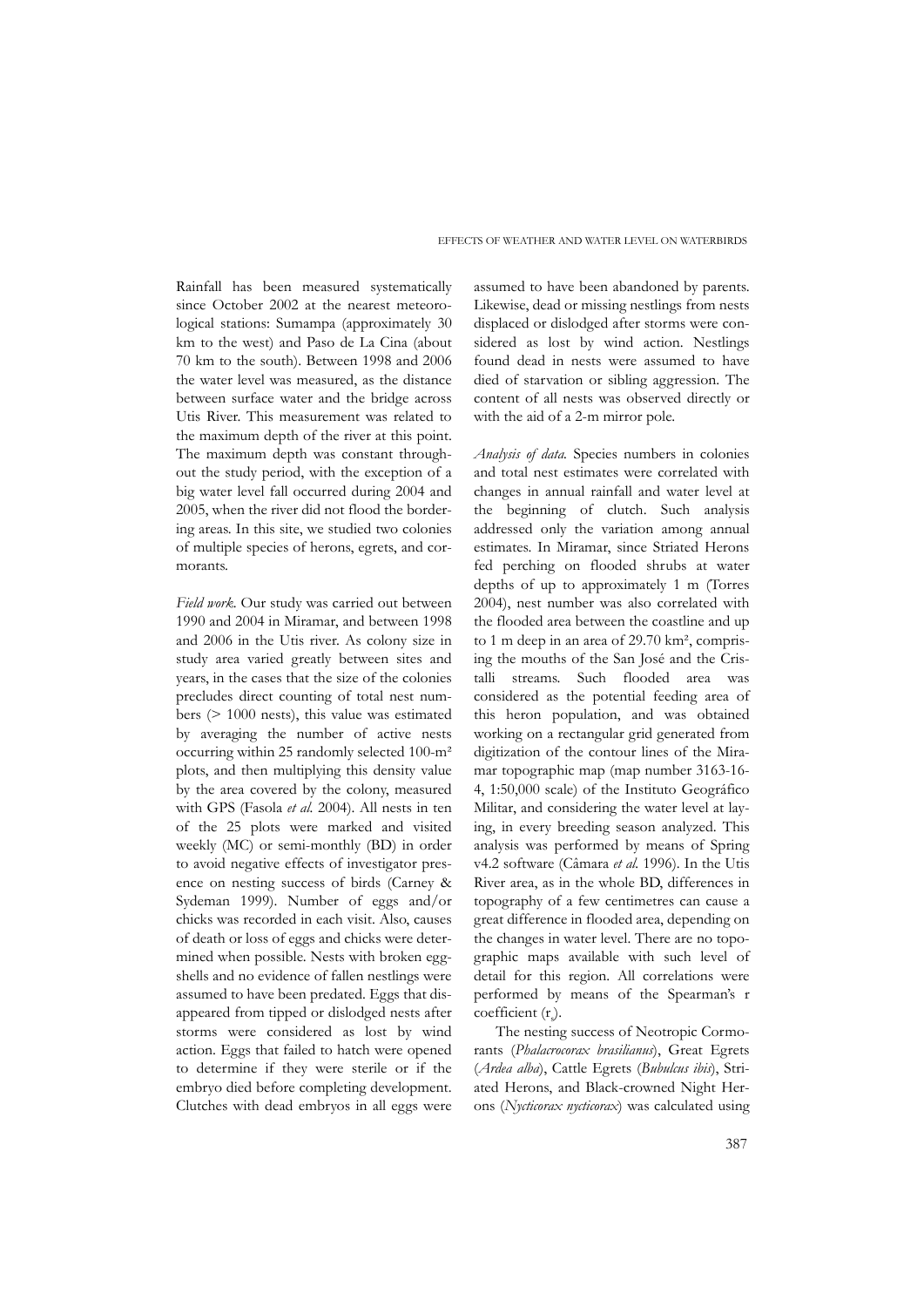Rainfall has been measured systematically since October 2002 at the nearest meteorological stations: Sumampa (approximately 30 km to the west) and Paso de La Cina (about 70 km to the south). Between 1998 and 2006 the water level was measured, as the distance between surface water and the bridge across Utis River. This measurement was related to the maximum depth of the river at this point. The maximum depth was constant throughout the study period, with the exception of a big water level fall occurred during 2004 and 2005, when the river did not flood the bordering areas. In this site, we studied two colonies of multiple species of herons, egrets, and cormorants.

*Field work.* Our study was carried out between 1990 and 2004 in Miramar, and between 1998 and 2006 in the Utis river. As colony size in study area varied greatly between sites and years, in the cases that the size of the colonies precludes direct counting of total nest numbers (> 1000 nests), this value was estimated by averaging the number of active nests occurring within 25 randomly selected 100-m² plots, and then multiplying this density value by the area covered by the colony, measured with GPS (Fasola *et al.* 2004). All nests in ten of the 25 plots were marked and visited weekly (MC) or semi-monthly (BD) in order to avoid negative effects of investigator presence on nesting success of birds (Carney & Sydeman 1999). Number of eggs and/or chicks was recorded in each visit. Also, causes of death or loss of eggs and chicks were determined when possible. Nests with broken eggshells and no evidence of fallen nestlings were assumed to have been predated. Eggs that disappeared from tipped or dislodged nests after storms were considered as lost by wind action. Eggs that failed to hatch were opened to determine if they were sterile or if the embryo died before completing development. Clutches with dead embryos in all eggs were assumed to have been abandoned by parents. Likewise, dead or missing nestlings from nests displaced or dislodged after storms were considered as lost by wind action. Nestlings found dead in nests were assumed to have died of starvation or sibling aggression. The content of all nests was observed directly or with the aid of a 2-m mirror pole.

*Analysis of data.* Species numbers in colonies and total nest estimates were correlated with changes in annual rainfall and water level at the beginning of clutch. Such analysis addressed only the variation among annual estimates. In Miramar, since Striated Herons fed perching on flooded shrubs at water depths of up to approximately 1 m (Torres 2004), nest number was also correlated with the flooded area between the coastline and up to 1 m deep in an area of 29.70 km², comprising the mouths of the San José and the Cristalli streams. Such flooded area was considered as the potential feeding area of this heron population, and was obtained working on a rectangular grid generated from digitization of the contour lines of the Miramar topographic map (map number 3163-16-4, 1:50,000 scale) of the Instituto Geográfico Militar, and considering the water level at laying, in every breeding season analyzed. This analysis was performed by means of Spring v4.2 software (Câmara *et al.* 1996). In the Utis River area, as in the whole BD, differences in topography of a few centimetres can cause a great difference in flooded area, depending on the changes in water level. There are no topographic maps available with such level of detail for this region. All correlations were performed by means of the Spearman's r coefficient ($r_s$).

The nesting success of Neotropic Cormorants (*Phalacrocorax brasilianus*), Great Egrets (*Ardea alba*), Cattle Egrets (*Bubulcus ibis*), Striated Herons, and Black-crowned Night Herons (*Nycticorax nycticorax*) was calculated using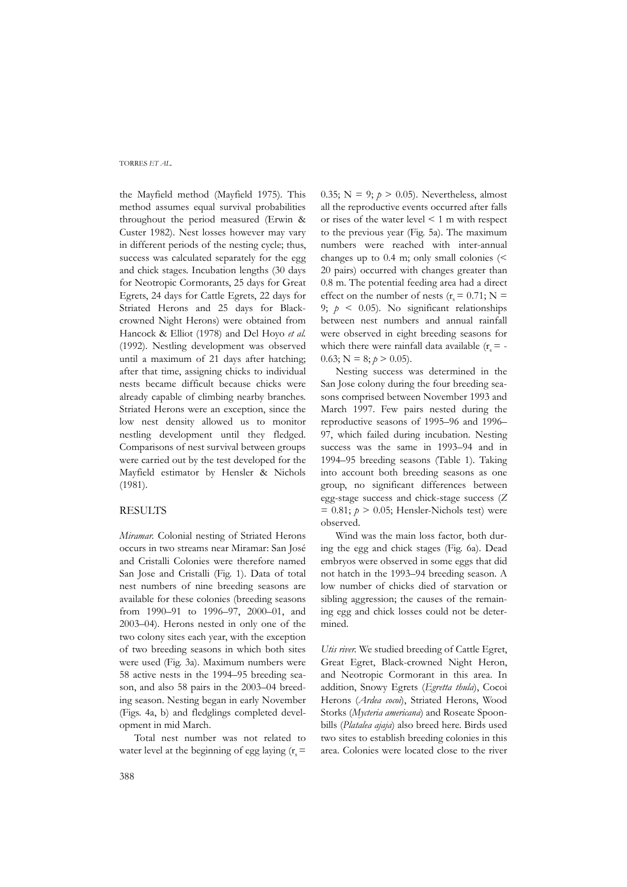the Mayfield method (Mayfield 1975). This method assumes equal survival probabilities throughout the period measured (Erwin & Custer 1982). Nest losses however may vary in different periods of the nesting cycle; thus, success was calculated separately for the egg and chick stages. Incubation lengths (30 days for Neotropic Cormorants, 25 days for Great Egrets, 24 days for Cattle Egrets, 22 days for Striated Herons and 25 days for Black-crowned Night Herons) were obtained from Hancock & Elliot (1978) and Del Hoyo *et al.* (1992). Nestling development was observed until a maximum of 21 days after hatching; after that time, assigning chicks to individual nests became difficult because chicks were already capable of climbing nearby branches. Striated Herons were an exception, since the low nest density allowed us to monitor nestling development until they fledged. Comparisons of nest survival between groups were carried out by the test developed for the Mayfield estimator by Hensler & Nichols (1981).

## RESULTS

*Miramar.* Colonial nesting of Striated Herons occurs in two streams near Miramar: San José and Cristalli Colonies were therefore named San Jose and Cristalli (Fig. 1). Data of total nest numbers of nine breeding seasons are available for these colonies (breeding seasons from 1990–91 to 1996–97, 2000–01, and 2003–04). Herons nested in only one of the two colony sites each year, with the exception of two breeding seasons in which both sites were used (Fig. 3a). Maximum numbers were 58 active nests in the 1994–95 breeding season, and also 58 pairs in the 2003–04 breeding season. Nesting began in early November (Figs. 4a, b) and fledglings completed development in mid March.

Total nest number was not related to water level at the beginning of egg laying ($r_s$ = 0.35; N = 9; $p > 0.05$). Nevertheless, almost all the reproductive events occurred after falls or rises of the water level < 1 m with respect to the previous year (Fig. 5a). The maximum numbers were reached with inter-annual changes up to 0.4 m; only small colonies (< 20 pairs) occurred with changes greater than 0.8 m. The potential feeding area had a direct effect on the number of nests ($r_s$ = 0.71; N = 9; $p < 0.05$). No significant relationships between nest numbers and annual rainfall were observed in eight breeding seasons for which there were rainfall data available ($r_s$ = -0.63; N = 8; $p > 0.05$).

Nesting success was determined in the San Jose colony during the four breeding seasons comprised between November 1993 and March 1997. Few pairs nested during the reproductive seasons of 1995–96 and 1996–97, which failed during incubation. Nesting success was the same in 1993–94 and in 1994–95 breeding seasons (Table 1). Taking into account both breeding seasons as one group, no significant differences between egg-stage success and chick-stage success (*Z* = 0.81; $p > 0.05$; Hensler-Nichols test) were observed.

Wind was the main loss factor, both during the egg and chick stages (Fig. 6a). Dead embryos were observed in some eggs that did not hatch in the 1993–94 breeding season. A low number of chicks died of starvation or sibling aggression; the causes of the remaining egg and chick losses could not be determined.

*Utis river.* We studied breeding of Cattle Egret, Great Egret, Black-crowned Night Heron, and Neotropic Cormorant in this area. In addition, Snowy Egrets (*Egretta thula*), Cocoi Herons (*Ardea cocoi*), Striated Herons, Wood Storks (*Mycteria americana*) and Roseate Spoonbills (*Platalea ajaja*) also breed here. Birds used two sites to establish breeding colonies in this area. Colonies were located close to the river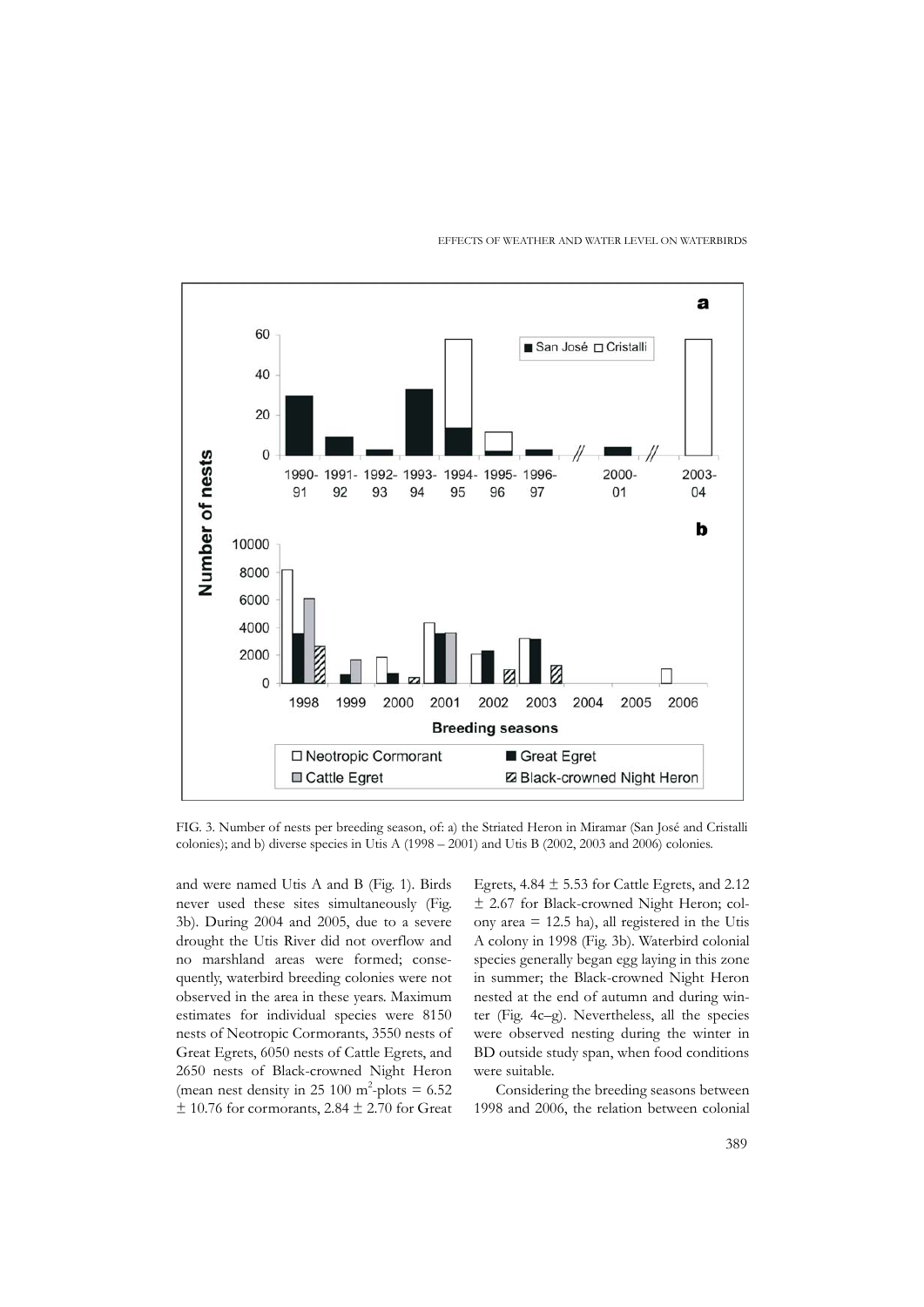FIG. 3. Number of nests per breeding season, of: a) the Striated Heron in Miramar (San José and Cristalli colonies); and b) diverse species in Utis A (1998 – 2001) and Utis B (2002, 2003 and 2006) colonies.

and were named Utis A and B (Fig. 1). Birds never used these sites simultaneously (Fig. 3b). During 2004 and 2005, due to a severe drought the Utis River did not overflow and no marshland areas were formed; consequently, waterbird breeding colonies were not observed in the area in these years. Maximum estimates for individual species were 8150 nests of Neotropic Cormorants, 3550 nests of Great Egrets, 6050 nests of Cattle Egrets, and 2650 nests of Black-crowned Night Heron (mean nest density in 25 100 $m^2$-plots = 6.52 ± 10.76 for cormorants, 2.84 ± 2.70 for Great Egrets, 4.84 ± 5.53 for Cattle Egrets, and 2.12 ± 2.67 for Black-crowned Night Heron; colony area = 12.5 ha), all registered in the Utis A colony in 1998 (Fig. 3b). Waterbird colonial species generally began egg laying in this zone in summer; the Black-crowned Night Heron nested at the end of autumn and during winter (Fig. 4c–g). Nevertheless, all the species were observed nesting during the winter in BD outside study span, when food conditions were suitable.

Considering the breeding seasons between 1998 and 2006, the relation between colonial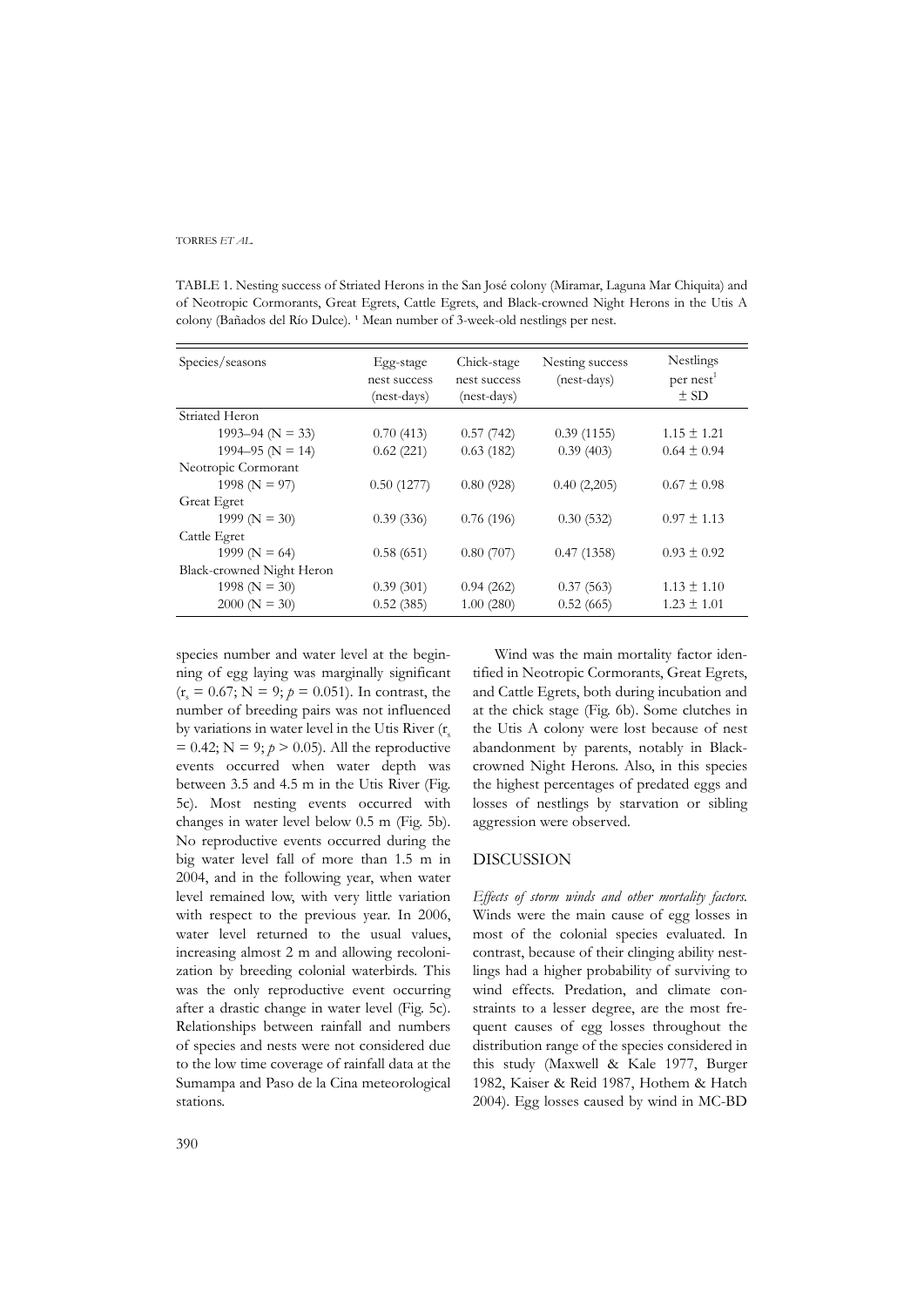TABLE 1. Nesting success of Striated Herons in the San José colony (Miramar, Laguna Mar Chiquita) and of Neotropic Cormorants, Great Egrets, Cattle Egrets, and Black-crowned Night Herons in the Utis A colony (Bañados del Río Dulce). [1] Mean number of 3-week-old nestlings per nest.

| Species/seasons | Egg-stage nest success (nest-days) | Chick-stage nest success (nest-days) | Nesting success (nest-days) | Nestlings per nest[1] ± SD |
|---|---|---|---|---|
| Striated Heron | | | | |
| 1993–94 (N = 33) | 0.70 (413) | 0.57 (742) | 0.39 (1155) | 1.15 ± 1.21 |
| 1994–95 (N = 14) | 0.62 (221) | 0.63 (182) | 0.39 (403) | 0.64 ± 0.94 |
| Neotropic Cormorant | | | | |
| 1998 (N = 97) | 0.50 (1277) | 0.80 (928) | 0.40 (2,205) | 0.67 ± 0.98 |
| Great Egret | | | | |
| 1999 (N = 30) | 0.39 (336) | 0.76 (196) | 0.30 (532) | 0.97 ± 1.13 |
| Cattle Egret | | | | |
| 1999 (N = 64) | 0.58 (651) | 0.80 (707) | 0.47 (1358) | 0.93 ± 0.92 |
| Black-crowned Night Heron | | | | |
| 1998 (N = 30) | 0.39 (301) | 0.94 (262) | 0.37 (563) | 1.13 ± 1.10 |
| 2000 (N = 30) | 0.52 (385) | 1.00 (280) | 0.52 (665) | 1.23 ± 1.01 |

species number and water level at the beginning of egg laying was marginally significant ($r_s = 0.67$; N = 9; $p = 0.051$). In contrast, the number of breeding pairs was not influenced by variations in water level in the Utis River ($r_s = 0.42$; N = 9; $p > 0.05$). All the reproductive events occurred when water depth was between 3.5 and 4.5 m in the Utis River (Fig. 5c). Most nesting events occurred with changes in water level below 0.5 m (Fig. 5b). No reproductive events occurred during the big water level fall of more than 1.5 m in 2004, and in the following year, when water level remained low, with very little variation with respect to the previous year. In 2006, water level returned to the usual values, increasing almost 2 m and allowing recolonization by breeding colonial waterbirds. This was the only reproductive event occurring after a drastic change in water level (Fig. 5c). Relationships between rainfall and numbers of species and nests were not considered due to the low time coverage of rainfall data at the Sumampa and Paso de la Cina meteorological stations.

Wind was the main mortality factor identified in Neotropic Cormorants, Great Egrets, and Cattle Egrets, both during incubation and at the chick stage (Fig. 6b). Some clutches in the Utis A colony were lost because of nest abandonment by parents, notably in Black-crowned Night Herons. Also, in this species the highest percentages of predated eggs and losses of nestlings by starvation or sibling aggression were observed.

## DISCUSSION

*Effects of storm winds and other mortality factors.* Winds were the main cause of egg losses in most of the colonial species evaluated. In contrast, because of their clinging ability nestlings had a higher probability of surviving to wind effects. Predation, and climate constraints to a lesser degree, are the most frequent causes of egg losses throughout the distribution range of the species considered in this study (Maxwell & Kale 1977, Burger 1982, Kaiser & Reid 1987, Hothem & Hatch 2004). Egg losses caused by wind in MC-BD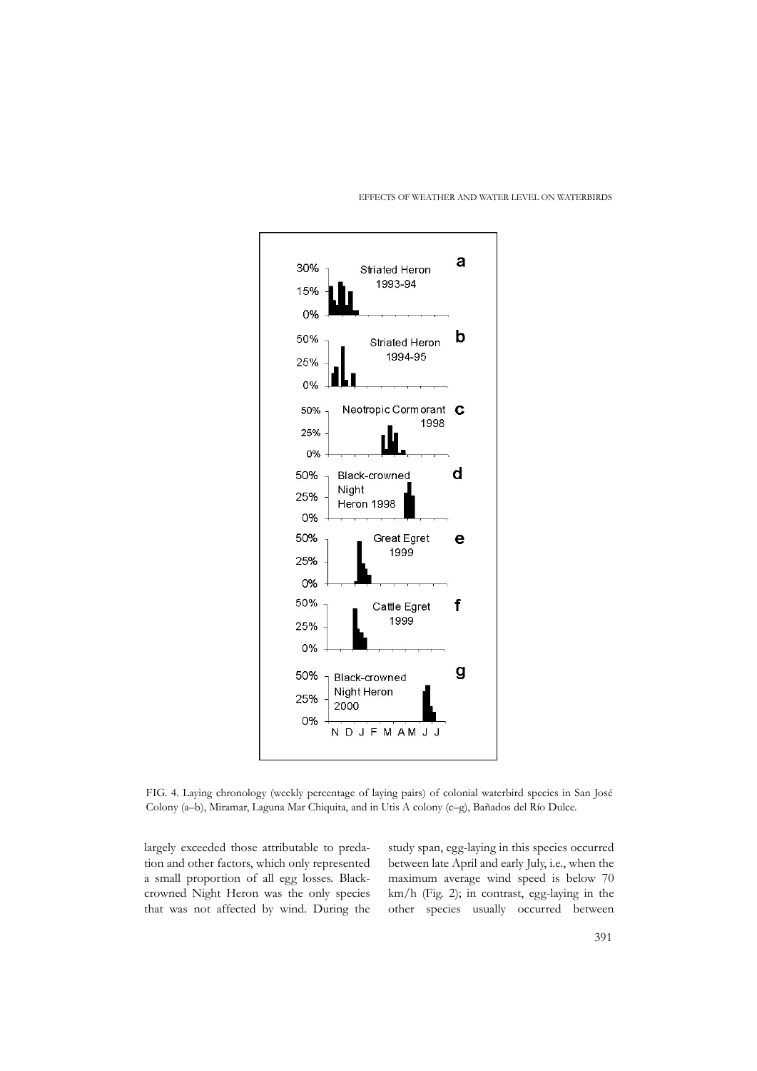FIG. 4. Laying chronology (weekly percentage of laying pairs) of colonial waterbird species in San José Colony (a–b), Miramar, Laguna Mar Chiquita, and in Utis A colony (c–g), Bañados del Río Dulce.

largely exceeded those attributable to predation and other factors, which only represented a small proportion of all egg losses. Black-crowned Night Heron was the only species that was not affected by wind. During the study span, egg-laying in this species occurred between late April and early July, i.e., when the maximum average wind speed is below 70 km/h (Fig. 2); in contrast, egg-laying in the other species usually occurred between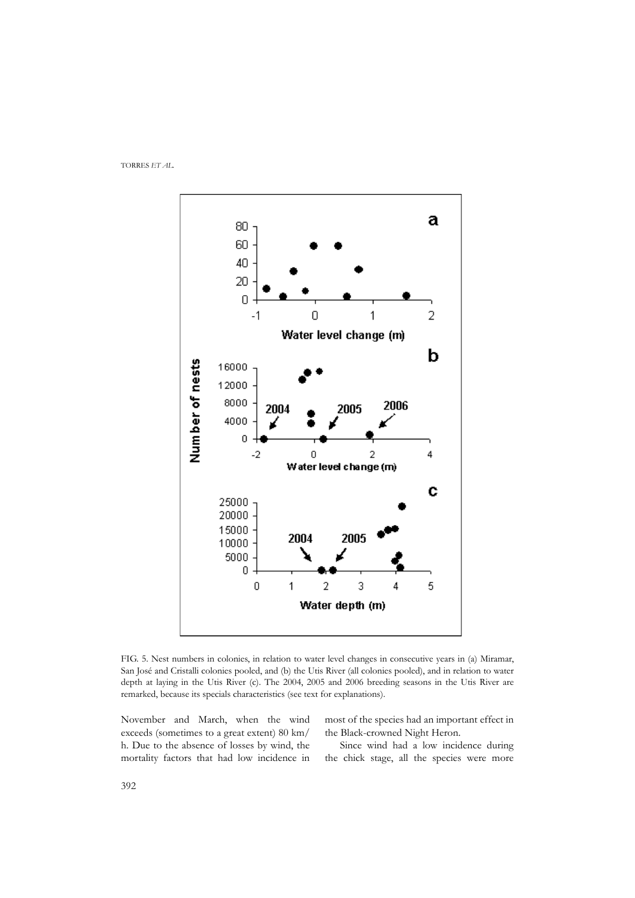FIG. 5. Nest numbers in colonies, in relation to water level changes in consecutive years in (a) Miramar, San José and Cristalli colonies pooled, and (b) the Utis River (all colonies pooled), and in relation to water depth at laying in the Utis River (c). The 2004, 2005 and 2006 breeding seasons in the Utis River are remarked, because its specials characteristics (see text for explanations).

November and March, when the wind exceeds (sometimes to a great extent) 80 km/h. Due to the absence of losses by wind, the mortality factors that had low incidence in most of the species had an important effect in the Black-crowned Night Heron.

Since wind had a low incidence during the chick stage, all the species were more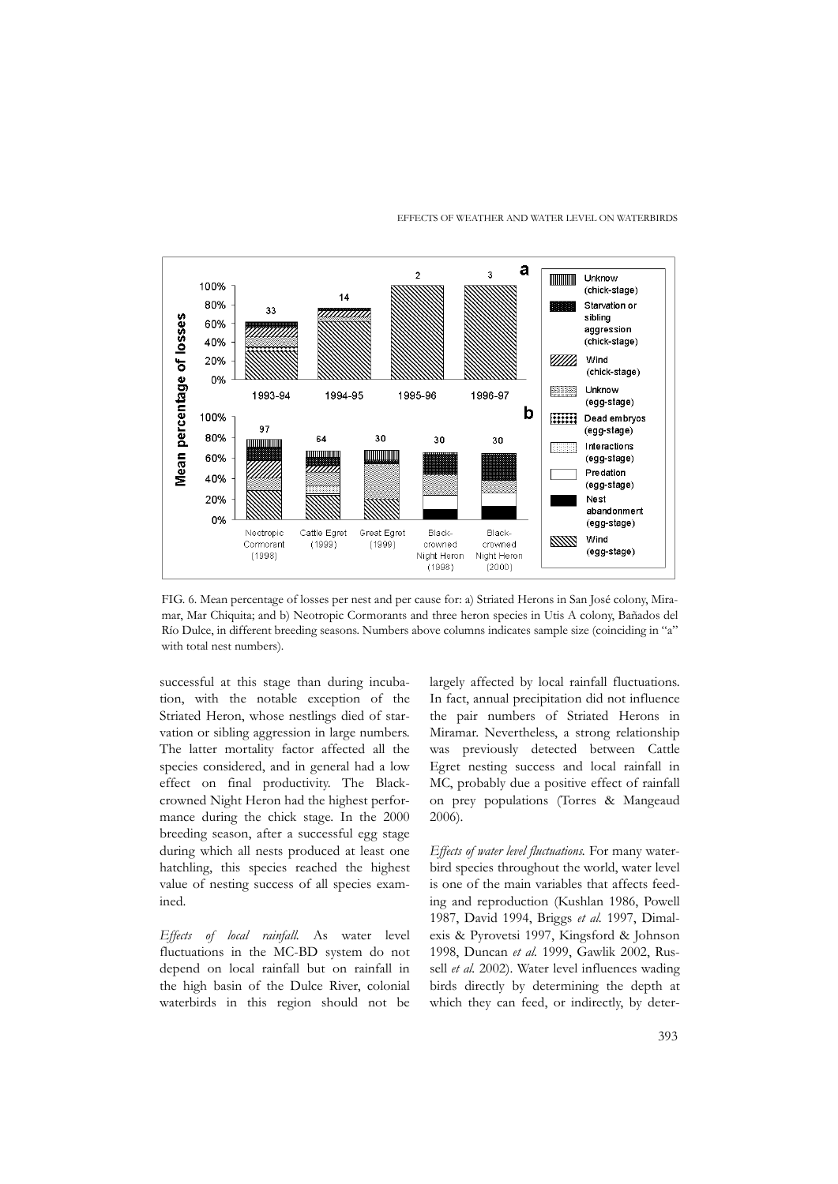FIG. 6. Mean percentage of losses per nest and per cause for: a) Striated Herons in San José colony, Miramar, Mar Chiquita; and b) Neotropic Cormorants and three heron species in Utis A colony, Bañados del Río Dulce, in different breeding seasons. Numbers above columns indicates sample size (coinciding in "a" with total nest numbers).

successful at this stage than during incubation, with the notable exception of the Striated Heron, whose nestlings died of starvation or sibling aggression in large numbers. The latter mortality factor affected all the species considered, and in general had a low effect on final productivity. The Black-crowned Night Heron had the highest performance during the chick stage. In the 2000 breeding season, after a successful egg stage during which all nests produced at least one hatchling, this species reached the highest value of nesting success of all species examined.

*Effects of local rainfall.* As water level fluctuations in the MC-BD system do not depend on local rainfall but on rainfall in the high basin of the Dulce River, colonial waterbirds in this region should not be largely affected by local rainfall fluctuations. In fact, annual precipitation did not influence the pair numbers of Striated Herons in Miramar. Nevertheless, a strong relationship was previously detected between Cattle Egret nesting success and local rainfall in MC, probably due a positive effect of rainfall on prey populations (Torres & Mangeaud 2006).

*Effects of water level fluctuations.* For many waterbird species throughout the world, water level is one of the main variables that affects feeding and reproduction (Kushlan 1986, Powell 1987, David 1994, Briggs *et al.* 1997, Dimalexis & Pyrovetsi 1997, Kingsford & Johnson 1998, Duncan *et al.* 1999, Gawlik 2002, Russell *et al.* 2002). Water level influences wading birds directly by determining the depth at which they can feed, or indirectly, by deter-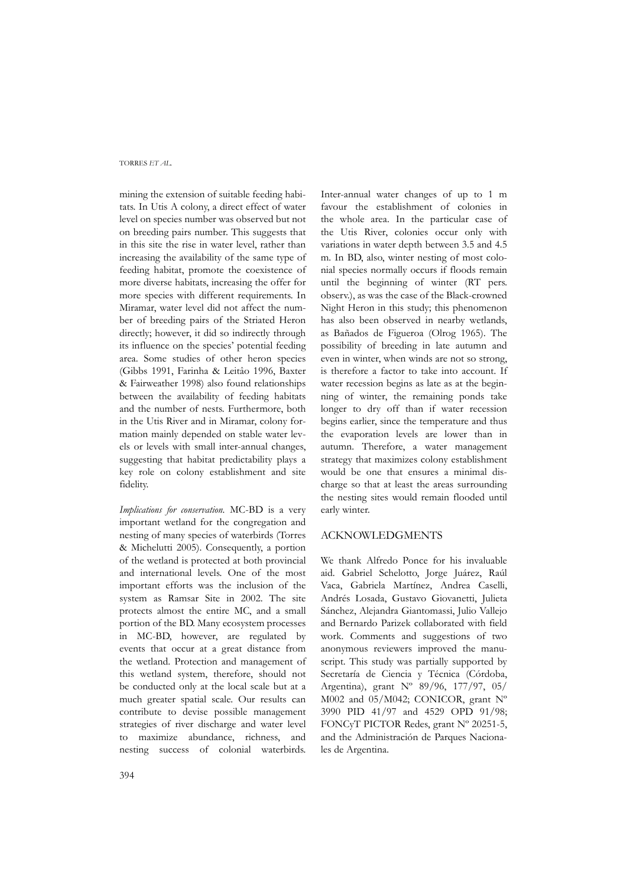mining the extension of suitable feeding habitats. In Utis A colony, a direct effect of water level on species number was observed but not on breeding pairs number. This suggests that in this site the rise in water level, rather than increasing the availability of the same type of feeding habitat, promote the coexistence of more diverse habitats, increasing the offer for more species with different requirements. In Miramar, water level did not affect the number of breeding pairs of the Striated Heron directly; however, it did so indirectly through its influence on the species' potential feeding area. Some studies of other heron species (Gibbs 1991, Farinha & Leitâo 1996, Baxter & Fairweather 1998) also found relationships between the availability of feeding habitats and the number of nests. Furthermore, both in the Utis River and in Miramar, colony formation mainly depended on stable water levels or levels with small inter-annual changes, suggesting that habitat predictability plays a key role on colony establishment and site fidelity.

*Implications for conservation.* MC-BD is a very important wetland for the congregation and nesting of many species of waterbirds (Torres & Michelutti 2005). Consequently, a portion of the wetland is protected at both provincial and international levels. One of the most important efforts was the inclusion of the system as Ramsar Site in 2002. The site protects almost the entire MC, and a small portion of the BD. Many ecosystem processes in MC-BD, however, are regulated by events that occur at a great distance from the wetland. Protection and management of this wetland system, therefore, should not be conducted only at the local scale but at a much greater spatial scale. Our results can contribute to devise possible management strategies of river discharge and water level to maximize abundance, richness, and nesting success of colonial waterbirds. Inter-annual water changes of up to 1 m favour the establishment of colonies in the whole area. In the particular case of the Utis River, colonies occur only with variations in water depth between 3.5 and 4.5 m. In BD, also, winter nesting of most colonial species normally occurs if floods remain until the beginning of winter (RT pers. observ.), as was the case of the Black-crowned Night Heron in this study; this phenomenon has also been observed in nearby wetlands, as Bañados de Figueroa (Olrog 1965). The possibility of breeding in late autumn and even in winter, when winds are not so strong, is therefore a factor to take into account. If water recession begins as late as at the beginning of winter, the remaining ponds take longer to dry off than if water recession begins earlier, since the temperature and thus the evaporation levels are lower than in autumn. Therefore, a water management strategy that maximizes colony establishment would be one that ensures a minimal discharge so that at least the areas surrounding the nesting sites would remain flooded until early winter.

## ACKNOWLEDGMENTS

We thank Alfredo Ponce for his invaluable aid. Gabriel Schelotto, Jorge Juárez, Raúl Vaca, Gabriela Martínez, Andrea Caselli, Andrés Losada, Gustavo Giovanetti, Julieta Sánchez, Alejandra Giantomassi, Julio Vallejo and Bernardo Parizek collaborated with field work. Comments and suggestions of two anonymous reviewers improved the manuscript. This study was partially supported by Secretaría de Ciencia y Técnica (Córdoba, Argentina), grant Nº 89/96, 177/97, 05/M002 and 05/M042; CONICOR, grant Nº 3990 PID 41/97 and 4529 OPD 91/98; FONCyT PICTOR Redes, grant Nº 20251-5, and the Administración de Parques Nacionales de Argentina.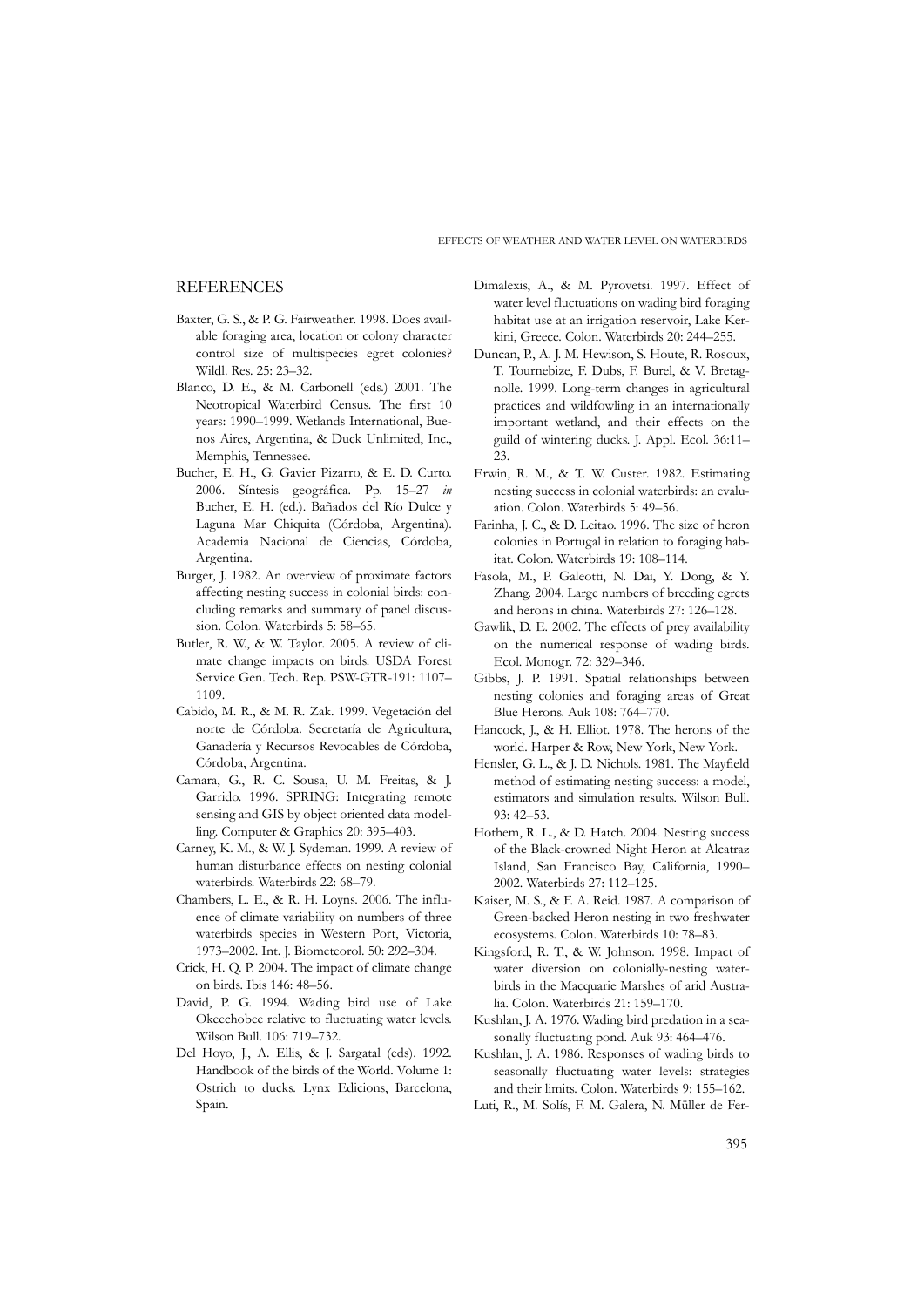## REFERENCES

Baxter, G. S., & P. G. Fairweather. 1998. Does available foraging area, location or colony character control size of multispecies egret colonies? Wildl. Res. 25: 23–32.

Blanco, D. E., & M. Carbonell (eds.) 2001. The Neotropical Waterbird Census. The first 10 years: 1990–1999. Wetlands International, Buenos Aires, Argentina, & Duck Unlimited, Inc., Memphis, Tennessee.

Bucher, E. H., G. Gavier Pizarro, & E. D. Curto. 2006. Síntesis geográfica. Pp. 15–27 *in* Bucher, E. H. (ed.). Bañados del Río Dulce y Laguna Mar Chiquita (Córdoba, Argentina). Academia Nacional de Ciencias, Córdoba, Argentina.

Burger, J. 1982. An overview of proximate factors affecting nesting success in colonial birds: concluding remarks and summary of panel discussion. Colon. Waterbirds 5: 58–65.

Butler, R. W., & W. Taylor. 2005. A review of climate change impacts on birds. USDA Forest Service Gen. Tech. Rep. PSW-GTR-191: 1107–1109.

Cabido, M. R., & M. R. Zak. 1999. Vegetación del norte de Córdoba. Secretaría de Agricultura, Ganadería y Recursos Revocables de Córdoba, Córdoba, Argentina.

Camara, G., R. C. Sousa, U. M. Freitas, & J. Garrido. 1996. SPRING: Integrating remote sensing and GIS by object oriented data modelling. Computer & Graphics 20: 395–403.

Carney, K. M., & W. J. Sydeman. 1999. A review of human disturbance effects on nesting colonial waterbirds. Waterbirds 22: 68–79.

Chambers, L. E., & R. H. Loyns. 2006. The influence of climate variability on numbers of three waterbirds species in Western Port, Victoria, 1973–2002. Int. J. Biometeorol. 50: 292–304.

Crick, H. Q. P. 2004. The impact of climate change on birds. Ibis 146: 48–56.

David, P. G. 1994. Wading bird use of Lake Okeechobee relative to fluctuating water levels. Wilson Bull. 106: 719–732.

Del Hoyo, J., A. Ellis, & J. Sargatal (eds). 1992. Handbook of the birds of the World. Volume 1: Ostrich to ducks. Lynx Edicions, Barcelona, Spain.

Dimalexis, A., & M. Pyrovetsi. 1997. Effect of water level fluctuations on wading bird foraging habitat use at an irrigation reservoir, Lake Kerkini, Greece. Colon. Waterbirds 20: 244–255.

Duncan, P., A. J. M. Hewison, S. Houte, R. Rosoux, T. Tournebize, F. Dubs, F. Burel, & V. Bretagnolle. 1999. Long-term changes in agricultural practices and wildfowling in an internationally important wetland, and their effects on the guild of wintering ducks. J. Appl. Ecol. 36:11–23.

Erwin, R. M., & T. W. Custer. 1982. Estimating nesting success in colonial waterbirds: an evaluation. Colon. Waterbirds 5: 49–56.

Farinha, J. C., & D. Leitao. 1996. The size of heron colonies in Portugal in relation to foraging habitat. Colon. Waterbirds 19: 108–114.

Fasola, M., P. Galeotti, N. Dai, Y. Dong, & Y. Zhang. 2004. Large numbers of breeding egrets and herons in china. Waterbirds 27: 126–128.

Gawlik, D. E. 2002. The effects of prey availability on the numerical response of wading birds. Ecol. Monogr. 72: 329–346.

Gibbs, J. P. 1991. Spatial relationships between nesting colonies and foraging areas of Great Blue Herons. Auk 108: 764–770.

Hancock, J., & H. Elliot. 1978. The herons of the world. Harper & Row, New York, New York.

Hensler, G. L., & J. D. Nichols. 1981. The Mayfield method of estimating nesting success: a model, estimators and simulation results. Wilson Bull. 93: 42–53.

Hothem, R. L., & D. Hatch. 2004. Nesting success of the Black-crowned Night Heron at Alcatraz Island, San Francisco Bay, California, 1990–2002. Waterbirds 27: 112–125.

Kaiser, M. S., & F. A. Reid. 1987. A comparison of Green-backed Heron nesting in two freshwater ecosystems. Colon. Waterbirds 10: 78–83.

Kingsford, R. T., & W. Johnson. 1998. Impact of water diversion on colonially-nesting waterbirds in the Macquarie Marshes of arid Australia. Colon. Waterbirds 21: 159–170.

Kushlan, J. A. 1976. Wading bird predation in a seasonally fluctuating pond. Auk 93: 464–476.

Kushlan, J. A. 1986. Responses of wading birds to seasonally fluctuating water levels: strategies and their limits. Colon. Waterbirds 9: 155–162.

Luti, R., M. Solís, F. M. Galera, N. Müller de Fer-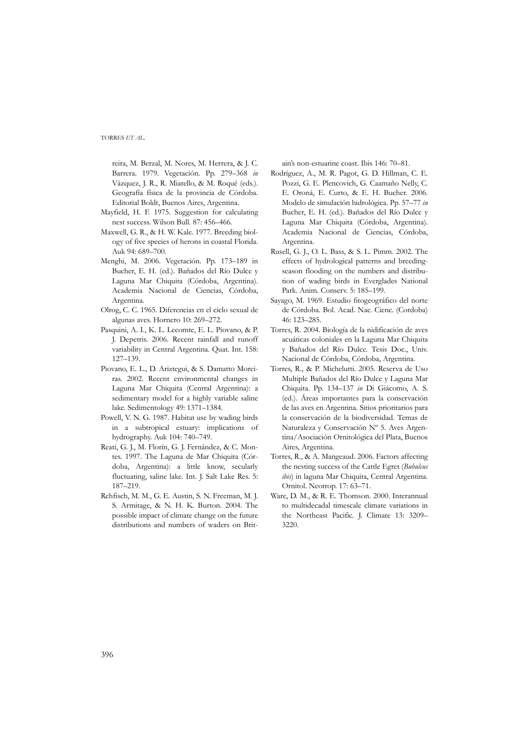reira, M. Berzal, M. Nores, M. Herrera, & J. C. Barrera. 1979. Vegetación. Pp. 279–368 *in* Vázquez, J. R., R. Miatello, & M. Roqué (eds.). Geografía física de la provincia de Córdoba. Editorial Boldt, Buenos Aires, Argentina.

Mayfield, H. F. 1975. Suggestion for calculating nest success. Wilson Bull. 87: 456–466.

Maxwell, G. R., & H. W. Kale. 1977. Breeding biology of five species of herons in coastal Florida. Auk 94: 689–700.

Menghi, M. 2006. Vegetación. Pp. 173–189 in Bucher, E. H. (ed.). Bañados del Río Dulce y Laguna Mar Chiquita (Córdoba, Argentina). Academia Nacional de Ciencias, Córdoba, Argentina.

Olrog, C. C. 1965. Diferencias en el ciclo sexual de algunas aves. Hornero 10: 269–272.

Pasquini, A. I., K. L. Lecomte, E. L. Piovano, & P. J. Depetris. 2006. Recent rainfall and runoff variability in Central Argentina. Quat. Int. 158: 127–139.

Piovano, E. L., D. Ariztegui, & S. Damatto Moreiras. 2002. Recent environmental changes in Laguna Mar Chiquita (Central Argentina): a sedimentary model for a highly variable saline lake. Sedimentology 49: 1371–1384.

Powell, V. N. G. 1987. Habitat use by wading birds in a subtropical estuary: implications of hydrography. Auk 104: 740–749.

Reati, G. J., M. Florín, G. J. Fernández, & C. Montes. 1997. The Laguna de Mar Chiquita (Córdoba, Argentina): a little know, secularly fluctuating, saline lake. Int. J. Salt Lake Res. 5: 187–219.

Rehfisch, M. M., G. E. Austin, S. N. Freeman, M. J. S. Armitage, & N. H. K. Burton. 2004. The possible impact of climate change on the future distributions and numbers of waders on Britain's non-estuarine coast. Ibis 146: 70–81.

Rodríguez, A., M. R. Pagot, G. D. Hillman, C. E. Pozzi, G. E. Plencovich, G. Caamaño Nelly, C. E. Oroná, E. Curto, & E. H. Bucher. 2006. Modelo de simulación hidrológica. Pp. 57–77 *in* Bucher, E. H. (ed.). Bañados del Río Dulce y Laguna Mar Chiquita (Córdoba, Argentina). Academia Nacional de Ciencias, Córdoba, Argentina.

Rusell, G. J., O. L. Bass, & S. L. Pimm. 2002. The effects of hydrological patterns and breeding-season flooding on the numbers and distribution of wading birds in Everglades National Park. Anim. Conserv. 5: 185–199.

Sayago, M. 1969. Estudio fitogeográfico del norte de Córdoba. Bol. Acad. Nac. Cienc. (Cordoba) 46: 123–285.

Torres, R. 2004. Biología de la nidificación de aves acuáticas coloniales en la Laguna Mar Chiquita y Bañados del Río Dulce. Tesis Doc., Univ. Nacional de Córdoba, Córdoba, Argentina.

Torres, R., & P. Michelutti. 2005. Reserva de Uso Multiple Bañados del Río Dulce y Laguna Mar Chiquita. Pp. 134–137 *in* Di Giácomo, A. S. (ed.). Áreas importantes para la conservación de las aves en Argentina. Sitios prioritarios para la conservación de la biodiversidad. Temas de Naturaleza y Conservación Nº 5. Aves Argentina/Asociación Ornitológica del Plata, Buenos Aires, Argentina.

Torres, R., & A. Mangeaud. 2006. Factors affecting the nesting success of the Cattle Egret (*Bubulcus ibis*) in laguna Mar Chiquita, Central Argentina. Ornitol. Neotrop. 17: 63–71.

Ware, D. M., & R. E. Thomson. 2000. Interannual to multidecadal timescale climate variations in the Northeast Pacific. J. Climate 13: 3209–3220.